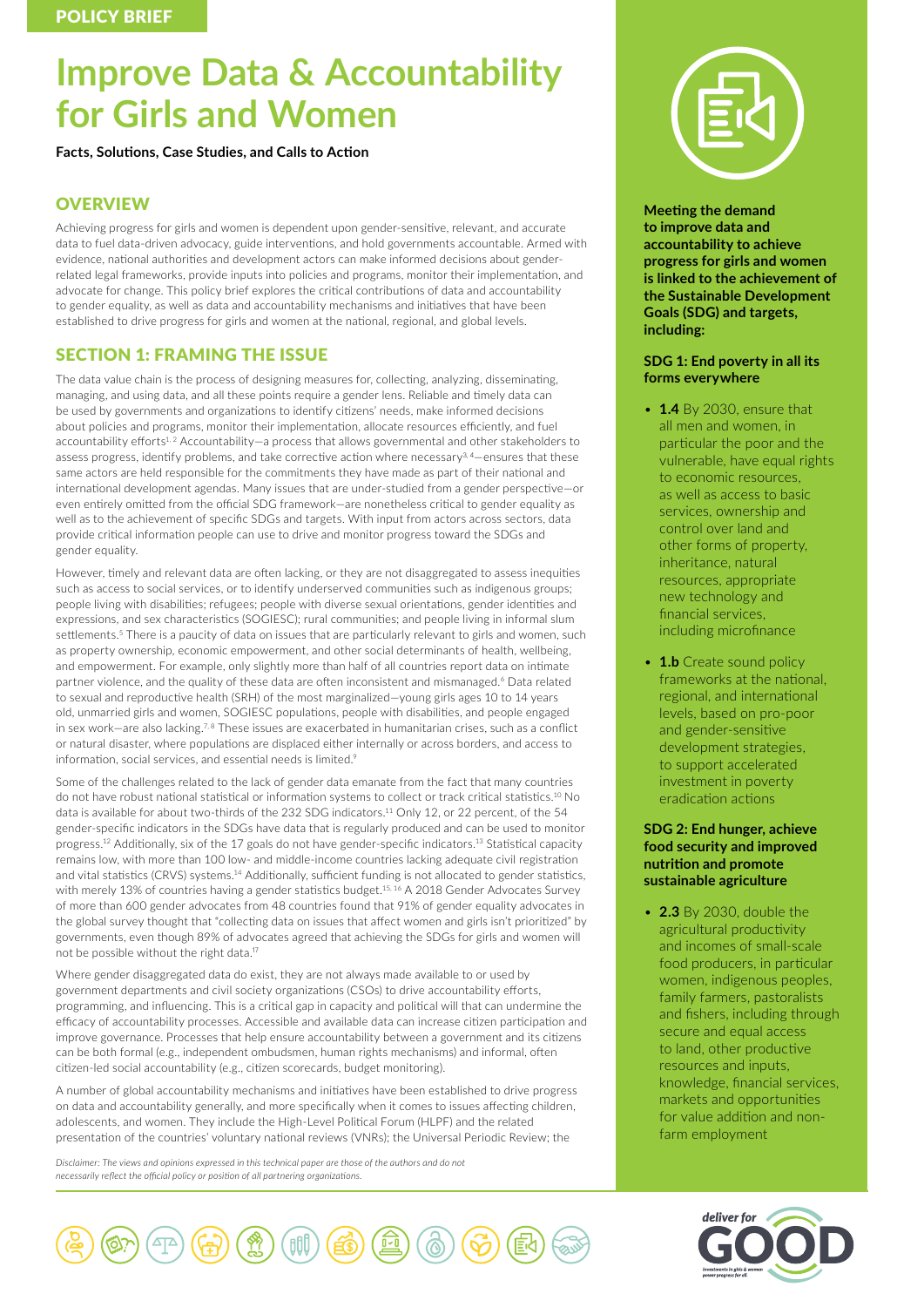POLICY BRIEF

# Improve Data & Accountability for Girls and Women

**Facts, Solutions, Case Studies, and Calls to Action**

## OVERVIEW

Achieving progress for girls and women is dependent upon gender-sensitive, relevant, and accurate data to fuel data-driven advocacy, guide interventions, and hold governments accountable. Armed with evidence, national authorities and development actors can make informed decisions about gender-related legal frameworks, provide inputs into policies and programs, monitor their implementation, and advocate for change. This policy brief explores the critical contributions of data and accountability to gender equality, as well as data and accountability mechanisms and initiatives that have been established to drive progress for girls and women at the national, regional, and global levels.

## SECTION 1: FRAMING THE ISSUE

The data value chain is the process of designing measures for, collecting, analyzing, disseminating, managing, and using data, and all these points require a gender lens. Reliable and timely data can be used by governments and organizations to identify citizens' needs, make informed decisions about policies and programs, monitor their implementation, allocate resources efficiently, and fuel accountability efforts[1,2] Accountability—a process that allows governmental and other stakeholders to assess progress, identify problems, and take corrective action where necessary[3,4]—ensures that these same actors are held responsible for the commitments they have made as part of their national and international development agendas. Many issues that are under-studied from a gender perspective—or even entirely omitted from the official SDG framework—are nonetheless critical to gender equality as well as to the achievement of specific SDGs and targets. With input from actors across sectors, data provide critical information people can use to drive and monitor progress toward the SDGs and gender equality.

However, timely and relevant data are often lacking, or they are not disaggregated to assess inequities such as access to social services, or to identify underserved communities such as indigenous groups; people living with disabilities; refugees; people with diverse sexual orientations, gender identities and expressions, and sex characteristics (SOGIESC); rural communities; and people living in informal slum settlements.[5] There is a paucity of data on issues that are particularly relevant to girls and women, such as property ownership, economic empowerment, and other social determinants of health, wellbeing, and empowerment. For example, only slightly more than half of all countries report data on intimate partner violence, and the quality of these data are often inconsistent and mismanaged.[6] Data related to sexual and reproductive health (SRH) of the most marginalized—young girls ages 10 to 14 years old, unmarried girls and women, SOGIESC populations, people with disabilities, and people engaged in sex work—are also lacking.[7,8] These issues are exacerbated in humanitarian crises, such as a conflict or natural disaster, where populations are displaced either internally or across borders, and access to information, social services, and essential needs is limited.[9]

Some of the challenges related to the lack of gender data emanate from the fact that many countries do not have robust national statistical or information systems to collect or track critical statistics.[10] No data is available for about two-thirds of the 232 SDG indicators.[11] Only 12, or 22 percent, of the 54 gender-specific indicators in the SDGs have data that is regularly produced and can be used to monitor progress.[12] Additionally, six of the 17 goals do not have gender-specific indicators.[13] Statistical capacity remains low, with more than 100 low- and middle-income countries lacking adequate civil registration and vital statistics (CRVS) systems.[14] Additionally, sufficient funding is not allocated to gender statistics, with merely 13% of countries having a gender statistics budget.[15,16] A 2018 Gender Advocates Survey of more than 600 gender advocates from 48 countries found that 91% of gender equality advocates in the global survey thought that "collecting data on issues that affect women and girls isn't prioritized" by governments, even though 89% of advocates agreed that achieving the SDGs for girls and women will not be possible without the right data.[17]

Where gender disaggregated data do exist, they are not always made available to or used by government departments and civil society organizations (CSOs) to drive accountability efforts, programming, and influencing. This is a critical gap in capacity and political will that can undermine the efficacy of accountability processes. Accessible and available data can increase citizen participation and improve governance. Processes that help ensure accountability between a government and its citizens can be both formal (e.g., independent ombudsmen, human rights mechanisms) and informal, often citizen-led social accountability (e.g., citizen scorecards, budget monitoring).

A number of global accountability mechanisms and initiatives have been established to drive progress on data and accountability generally, and more specifically when it comes to issues affecting children, adolescents, and women. They include the High-Level Political Forum (HLPF) and the related presentation of the countries' voluntary national reviews (VNRs); the Universal Periodic Review; the

*Disclaimer: The views and opinions expressed in this technical paper are those of the authors and do not necessarily reflect the official policy or position of all partnering organizations.*

**Meeting the demand to improve data and accountability to achieve progress for girls and women is linked to the achievement of the Sustainable Development Goals (SDG) and targets, including:**

**SDG 1: End poverty in all its forms everywhere**

- **1.4** By 2030, ensure that all men and women, in particular the poor and the vulnerable, have equal rights to economic resources, as well as access to basic services, ownership and control over land and other forms of property, inheritance, natural resources, appropriate new technology and financial services, including microfinance
- **1.b** Create sound policy frameworks at the national, regional, and international levels, based on pro-poor and gender-sensitive development strategies, to support accelerated investment in poverty eradication actions

**SDG 2: End hunger, achieve food security and improved nutrition and promote sustainable agriculture**

- **2.3** By 2030, double the agricultural productivity and incomes of small-scale food producers, in particular women, indigenous peoples, family farmers, pastoralists and fishers, including through secure and equal access to land, other productive resources and inputs, knowledge, financial services, markets and opportunities for value addition and non-farm employment

deliver for GOOD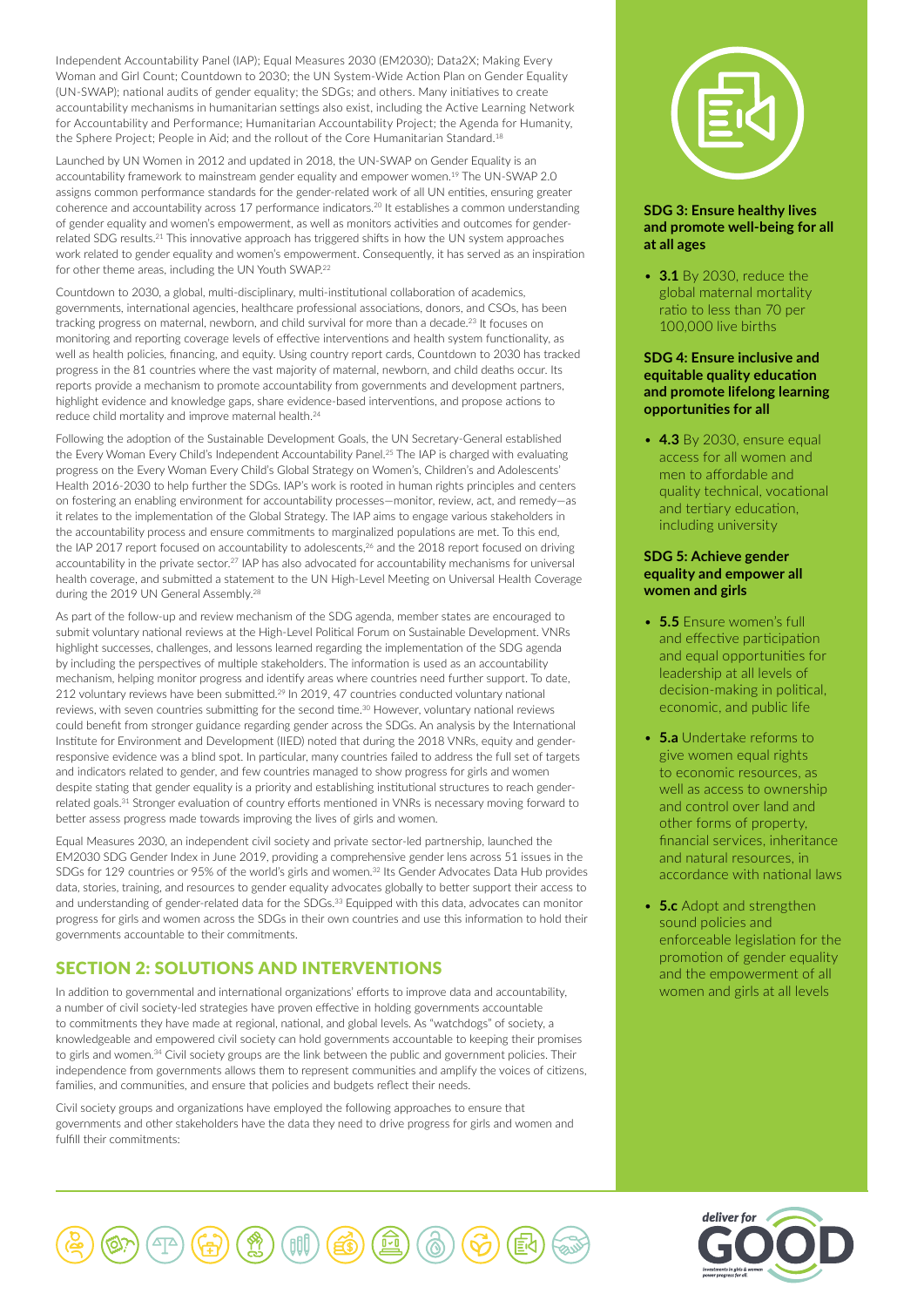Independent Accountability Panel (IAP); Equal Measures 2030 (EM2030); Data2X; Making Every Woman and Girl Count; Countdown to 2030; the UN System-Wide Action Plan on Gender Equality (UN-SWAP); national audits of gender equality; the SDGs; and others. Many initiatives to create accountability mechanisms in humanitarian settings also exist, including the Active Learning Network for Accountability and Performance; Humanitarian Accountability Project; the Agenda for Humanity, the Sphere Project; People in Aid; and the rollout of the Core Humanitarian Standard.[18]

Launched by UN Women in 2012 and updated in 2018, the UN-SWAP on Gender Equality is an accountability framework to mainstream gender equality and empower women.[19] The UN-SWAP 2.0 assigns common performance standards for the gender-related work of all UN entities, ensuring greater coherence and accountability across 17 performance indicators.[20] It establishes a common understanding of gender equality and women's empowerment, as well as monitors activities and outcomes for gender-related SDG results.[21] This innovative approach has triggered shifts in how the UN system approaches work related to gender equality and women's empowerment. Consequently, it has served as an inspiration for other theme areas, including the UN Youth SWAP.[22]

Countdown to 2030, a global, multi-disciplinary, multi-institutional collaboration of academics, governments, international agencies, healthcare professional associations, donors, and CSOs, has been tracking progress on maternal, newborn, and child survival for more than a decade.[23] It focuses on monitoring and reporting coverage levels of effective interventions and health system functionality, as well as health policies, financing, and equity. Using country report cards, Countdown to 2030 has tracked progress in the 81 countries where the vast majority of maternal, newborn, and child deaths occur. Its reports provide a mechanism to promote accountability from governments and development partners, highlight evidence and knowledge gaps, share evidence-based interventions, and propose actions to reduce child mortality and improve maternal health.[24]

Following the adoption of the Sustainable Development Goals, the UN Secretary-General established the Every Woman Every Child's Independent Accountability Panel.[25] The IAP is charged with evaluating progress on the Every Woman Every Child's Global Strategy on Women's, Children's and Adolescents' Health 2016-2030 to help further the SDGs. IAP's work is rooted in human rights principles and centers on fostering an enabling environment for accountability processes—monitor, review, act, and remedy—as it relates to the implementation of the Global Strategy. The IAP aims to engage various stakeholders in the accountability process and ensure commitments to marginalized populations are met. To this end, the IAP 2017 report focused on accountability to adolescents,[26] and the 2018 report focused on driving accountability in the private sector.[27] IAP has also advocated for accountability mechanisms for universal health coverage, and submitted a statement to the UN High-Level Meeting on Universal Health Coverage during the 2019 UN General Assembly.[28]

As part of the follow-up and review mechanism of the SDG agenda, member states are encouraged to submit voluntary national reviews at the High-Level Political Forum on Sustainable Development. VNRs highlight successes, challenges, and lessons learned regarding the implementation of the SDG agenda by including the perspectives of multiple stakeholders. The information is used as an accountability mechanism, helping monitor progress and identify areas where countries need further support. To date, 212 voluntary reviews have been submitted.[29] In 2019, 47 countries conducted voluntary national reviews, with seven countries submitting for the second time.[30] However, voluntary national reviews could benefit from stronger guidance regarding gender across the SDGs. An analysis by the International Institute for Environment and Development (IIED) noted that during the 2018 VNRs, equity and gender-responsive evidence was a blind spot. In particular, many countries failed to address the full set of targets and indicators related to gender, and few countries managed to show progress for girls and women despite stating that gender equality is a priority and establishing institutional structures to reach gender-related goals.[31] Stronger evaluation of country efforts mentioned in VNRs is necessary moving forward to better assess progress made towards improving the lives of girls and women.

Equal Measures 2030, an independent civil society and private sector-led partnership, launched the EM2030 SDG Gender Index in June 2019, providing a comprehensive gender lens across 51 issues in the SDGs for 129 countries or 95% of the world's girls and women.[32] Its Gender Advocates Data Hub provides data, stories, training, and resources to gender equality advocates globally to better support their access to and understanding of gender-related data for the SDGs.[33] Equipped with this data, advocates can monitor progress for girls and women across the SDGs in their own countries and use this information to hold their governments accountable to their commitments.

## SECTION 2: SOLUTIONS AND INTERVENTIONS

In addition to governmental and international organizations' efforts to improve data and accountability, a number of civil society-led strategies have proven effective in holding governments accountable to commitments they have made at regional, national, and global levels. As "watchdogs" of society, a knowledgeable and empowered civil society can hold governments accountable to keeping their promises to girls and women.[34] Civil society groups are the link between the public and government policies. Their independence from governments allows them to represent communities and amplify the voices of citizens, families, and communities, and ensure that policies and budgets reflect their needs.

Civil society groups and organizations have employed the following approaches to ensure that governments and other stakeholders have the data they need to drive progress for girls and women and fulfill their commitments:

**SDG 3: Ensure healthy lives and promote well-being for all at all ages**

- **3.1** By 2030, reduce the global maternal mortality ratio to less than 70 per 100,000 live births

**SDG 4: Ensure inclusive and equitable quality education and promote lifelong learning opportunities for all**

- **4.3** By 2030, ensure equal access for all women and men to affordable and quality technical, vocational and tertiary education, including university

**SDG 5: Achieve gender equality and empower all women and girls**

- **5.5** Ensure women's full and effective participation and equal opportunities for leadership at all levels of decision-making in political, economic, and public life
- **5.a** Undertake reforms to give women equal rights to economic resources, as well as access to ownership and control over land and other forms of property, financial services, inheritance and natural resources, in accordance with national laws
- **5.c** Adopt and strengthen sound policies and enforceable legislation for the promotion of gender equality and the empowerment of all women and girls at all levels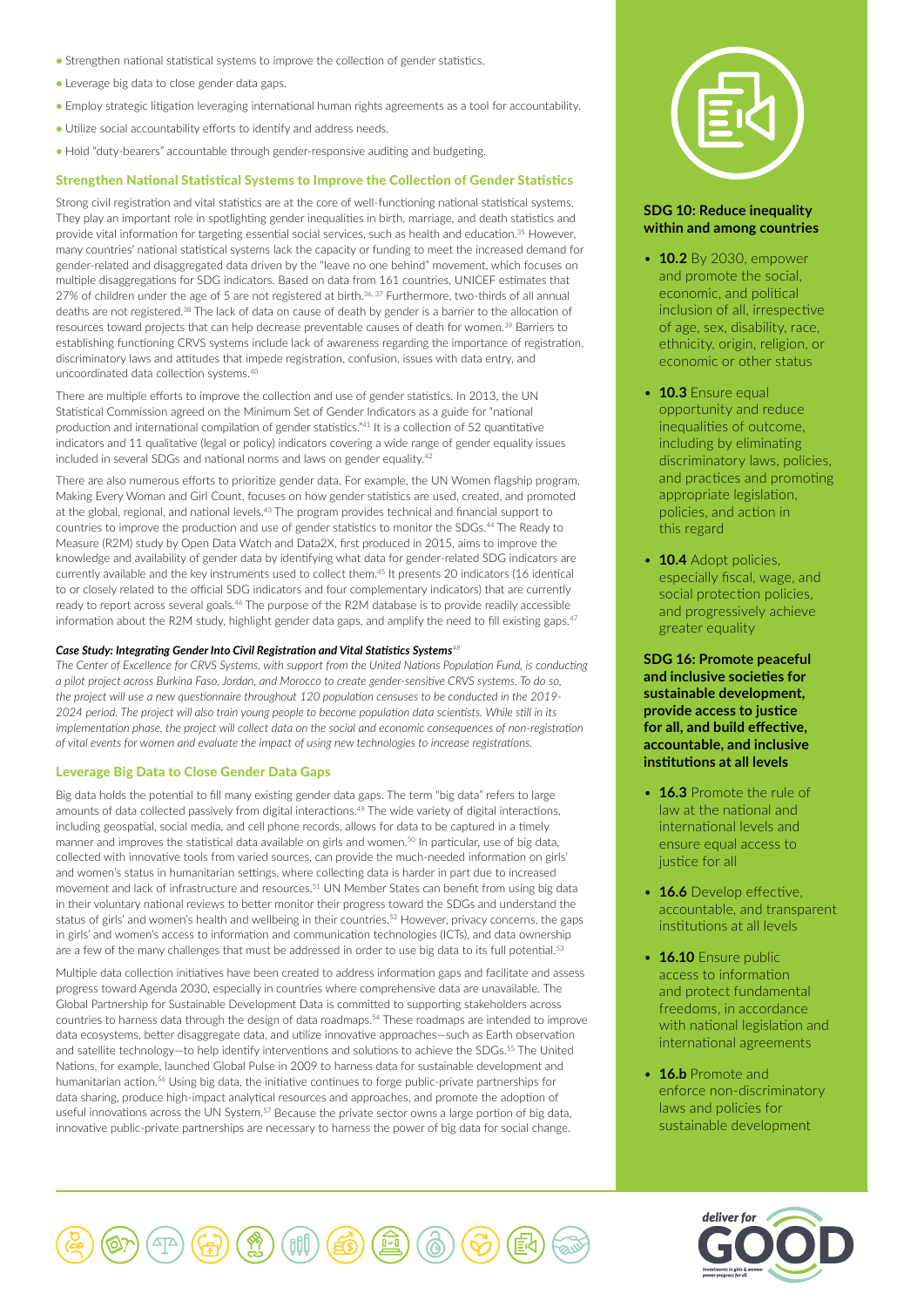- Strengthen national statistical systems to improve the collection of gender statistics.
- Leverage big data to close gender data gaps.
- Employ strategic litigation leveraging international human rights agreements as a tool for accountability.
- Utilize social accountability efforts to identify and address needs.
- Hold "duty-bearers" accountable through gender-responsive auditing and budgeting.

## Strengthen National Statistical Systems to Improve the Collection of Gender Statistics

Strong civil registration and vital statistics are at the core of well-functioning national statistical systems. They play an important role in spotlighting gender inequalities in birth, marriage, and death statistics and provide vital information for targeting essential social services, such as health and education.[35] However, many countries' national statistical systems lack the capacity or funding to meet the increased demand for gender-related and disaggregated data driven by the "leave no one behind" movement, which focuses on multiple disaggregations for SDG indicators. Based on data from 161 countries, UNICEF estimates that 27% of children under the age of 5 are not registered at birth.[36, 37] Furthermore, two-thirds of all annual deaths are not registered.[38] The lack of data on cause of death by gender is a barrier to the allocation of resources toward projects that can help decrease preventable causes of death for women.[39] Barriers to establishing functioning CRVS systems include lack of awareness regarding the importance of registration, discriminatory laws and attitudes that impede registration, confusion, issues with data entry, and uncoordinated data collection systems.[40]

There are multiple efforts to improve the collection and use of gender statistics. In 2013, the UN Statistical Commission agreed on the Minimum Set of Gender Indicators as a guide for "national production and international compilation of gender statistics."[41] It is a collection of 52 quantitative indicators and 11 qualitative (legal or policy) indicators covering a wide range of gender equality issues included in several SDGs and national norms and laws on gender equality.[42]

There are also numerous efforts to prioritize gender data. For example, the UN Women flagship program, Making Every Woman and Girl Count, focuses on how gender statistics are used, created, and promoted at the global, regional, and national levels.[43] The program provides technical and financial support to countries to improve the production and use of gender statistics to monitor the SDGs.[44] The Ready to Measure (R2M) study by Open Data Watch and Data2X, first produced in 2015, aims to improve the knowledge and availability of gender data by identifying what data for gender-related SDG indicators are currently available and the key instruments used to collect them.[45] It presents 20 indicators (16 identical to or closely related to the official SDG indicators and four complementary indicators) that are currently ready to report across several goals.[46] The purpose of the R2M database is to provide readily accessible information about the R2M study, highlight gender data gaps, and amplify the need to fill existing gaps.[47]

### *Case Study: Integrating Gender Into Civil Registration and Vital Statistics Systems*[48]

*The Center of Excellence for CRVS Systems, with support from the United Nations Population Fund, is conducting a pilot project across Burkina Faso, Jordan, and Morocco to create gender-sensitive CRVS systems. To do so, the project will use a new questionnaire throughout 120 population censuses to be conducted in the 2019-2024 period. The project will also train young people to become population data scientists. While still in its implementation phase, the project will collect data on the social and economic consequences of non-registration of vital events for women and evaluate the impact of using new technologies to increase registrations.*

## Leverage Big Data to Close Gender Data Gaps

Big data holds the potential to fill many existing gender data gaps. The term "big data" refers to large amounts of data collected passively from digital interactions.[49] The wide variety of digital interactions, including geospatial, social media, and cell phone records, allows for data to be captured in a timely manner and improves the statistical data available on girls and women.[50] In particular, use of big data, collected with innovative tools from varied sources, can provide the much-needed information on girls' and women's status in humanitarian settings, where collecting data is harder in part due to increased movement and lack of infrastructure and resources.[51] UN Member States can benefit from using big data in their voluntary national reviews to better monitor their progress toward the SDGs and understand the status of girls' and women's health and wellbeing in their countries.[52] However, privacy concerns, the gaps in girls' and women's access to information and communication technologies (ICTs), and data ownership are a few of the many challenges that must be addressed in order to use big data to its full potential.[53]

Multiple data collection initiatives have been created to address information gaps and facilitate and assess progress toward Agenda 2030, especially in countries where comprehensive data are unavailable. The Global Partnership for Sustainable Development Data is committed to supporting stakeholders across countries to harness data through the design of data roadmaps.[54] These roadmaps are intended to improve data ecosystems, better disaggregate data, and utilize innovative approaches—such as Earth observation and satellite technology—to help identify interventions and solutions to achieve the SDGs.[55] The United Nations, for example, launched Global Pulse in 2009 to harness data for sustainable development and humanitarian action.[56] Using big data, the initiative continues to forge public-private partnerships for data sharing, produce high-impact analytical resources and approaches, and promote the adoption of useful innovations across the UN System.[57] Because the private sector owns a large portion of big data, innovative public-private partnerships are necessary to harness the power of big data for social change.

**SDG 10: Reduce inequality within and among countries**

- **10.2** By 2030, empower and promote the social, economic, and political inclusion of all, irrespective of age, sex, disability, race, ethnicity, origin, religion, or economic or other status
- **10.3** Ensure equal opportunity and reduce inequalities of outcome, including by eliminating discriminatory laws, policies, and practices and promoting appropriate legislation, policies, and action in this regard
- **10.4** Adopt policies, especially fiscal, wage, and social protection policies, and progressively achieve greater equality

**SDG 16: Promote peaceful and inclusive societies for sustainable development, provide access to justice for all, and build effective, accountable, and inclusive institutions at all levels**

- **16.3** Promote the rule of law at the national and international levels and ensure equal access to justice for all
- **16.6** Develop effective, accountable, and transparent institutions at all levels
- **16.10** Ensure public access to information and protect fundamental freedoms, in accordance with national legislation and international agreements
- **16.b** Promote and enforce non-discriminatory laws and policies for sustainable development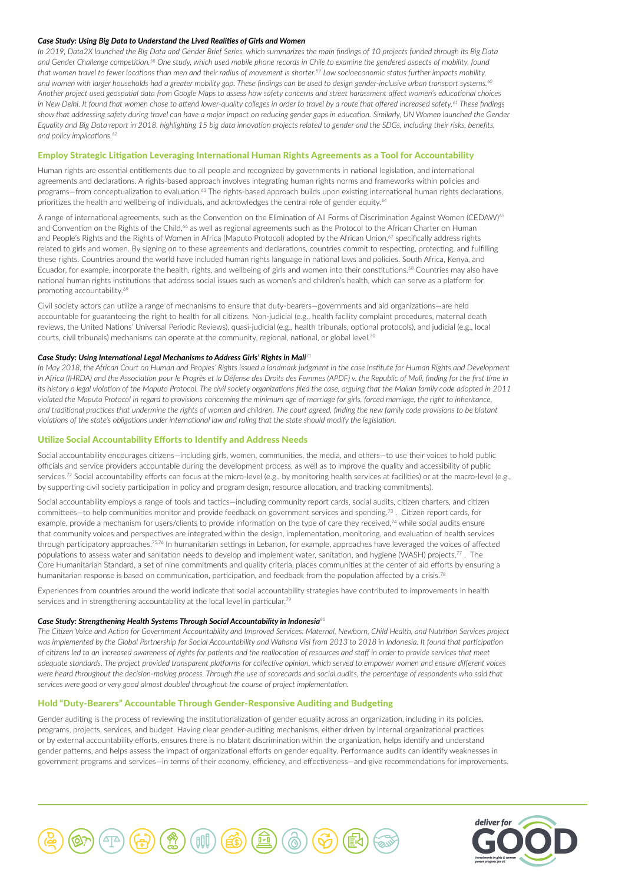#### *Case Study: Using Big Data to Understand the Lived Realities of Girls and Women*

*In 2019, Data2X launched the Big Data and Gender Brief Series, which summarizes the main findings of 10 projects funded through its Big Data and Gender Challenge competition.[58] One study, which used mobile phone records in Chile to examine the gendered aspects of mobility, found that women travel to fewer locations than men and their radius of movement is shorter.[59] Low socioeconomic status further impacts mobility, and women with larger households had a greater mobility gap. These findings can be used to design gender-inclusive urban transport systems.[60] Another project used geospatial data from Google Maps to assess how safety concerns and street harassment affect women's educational choices in New Delhi. It found that women chose to attend lower-quality colleges in order to travel by a route that offered increased safety.[61] These findings show that addressing safety during travel can have a major impact on reducing gender gaps in education. Similarly, UN Women launched the Gender Equality and Big Data report in 2018, highlighting 15 big data innovation projects related to gender and the SDGs, including their risks, benefits, and policy implications.[62]*

## Employ Strategic Litigation Leveraging International Human Rights Agreements as a Tool for Accountability

Human rights are essential entitlements due to all people and recognized by governments in national legislation, and international agreements and declarations. A rights-based approach involves integrating human rights norms and frameworks within policies and programs—from conceptualization to evaluation.[63] The rights-based approach builds upon existing international human rights declarations, prioritizes the health and wellbeing of individuals, and acknowledges the central role of gender equity.[64]

A range of international agreements, such as the Convention on the Elimination of All Forms of Discrimination Against Women (CEDAW)[65] and Convention on the Rights of the Child,[66] as well as regional agreements such as the Protocol to the African Charter on Human and People's Rights and the Rights of Women in Africa (Maputo Protocol) adopted by the African Union,[67] specifically address rights related to girls and women. By signing on to these agreements and declarations, countries commit to respecting, protecting, and fulfilling these rights. Countries around the world have included human rights language in national laws and policies. South Africa, Kenya, and Ecuador, for example, incorporate the health, rights, and wellbeing of girls and women into their constitutions.[68] Countries may also have national human rights institutions that address social issues such as women's and children's health, which can serve as a platform for promoting accountability.[69]

Civil society actors can utilize a range of mechanisms to ensure that duty-bearers—governments and aid organizations—are held accountable for guaranteeing the right to health for all citizens. Non-judicial (e.g., health facility complaint procedures, maternal death reviews, the United Nations' Universal Periodic Reviews), quasi-judicial (e.g., health tribunals, optional protocols), and judicial (e.g., local courts, civil tribunals) mechanisms can operate at the community, regional, national, or global level.[70]

#### *Case Study: Using International Legal Mechanisms to Address Girls' Rights in Mali[71]*

*In May 2018, the African Court on Human and Peoples' Rights issued a landmark judgment in the case Institute for Human Rights and Development in Africa (IHRDA) and the Association pour le Progrès et la Défense des Droits des Femmes (APDF) v. the Republic of Mali, finding for the first time in its history a legal violation of the Maputo Protocol. The civil society organizations filed the case, arguing that the Malian family code adopted in 2011 violated the Maputo Protocol in regard to provisions concerning the minimum age of marriage for girls, forced marriage, the right to inheritance, and traditional practices that undermine the rights of women and children. The court agreed, finding the new family code provisions to be blatant violations of the state's obligations under international law and ruling that the state should modify the legislation.*

## Utilize Social Accountability Efforts to Identify and Address Needs

Social accountability encourages citizens—including girls, women, communities, the media, and others—to use their voices to hold public officials and service providers accountable during the development process, as well as to improve the quality and accessibility of public services.[72] Social accountability efforts can focus at the micro-level (e.g., by monitoring health services at facilities) or at the macro-level (e.g., by supporting civil society participation in policy and program design, resource allocation, and tracking commitments).

Social accountability employs a range of tools and tactics—including community report cards, social audits, citizen charters, and citizen committees—to help communities monitor and provide feedback on government services and spending.[73] . Citizen report cards, for example, provide a mechanism for users/clients to provide information on the type of care they received,[74] while social audits ensure that community voices and perspectives are integrated within the design, implementation, monitoring, and evaluation of health services through participatory approaches.[75,76] In humanitarian settings in Lebanon, for example, approaches have leveraged the voices of affected populations to assess water and sanitation needs to develop and implement water, sanitation, and hygiene (WASH) projects.[77] . The Core Humanitarian Standard, a set of nine commitments and quality criteria, places communities at the center of aid efforts by ensuring a humanitarian response is based on communication, participation, and feedback from the population affected by a crisis.[78]

Experiences from countries around the world indicate that social accountability strategies have contributed to improvements in health services and in strengthening accountability at the local level in particular.[79]

#### *Case Study: Strengthening Health Systems Through Social Accountability in Indonesia[80]*

*The Citizen Voice and Action for Government Accountability and Improved Services: Maternal, Newborn, Child Health, and Nutrition Services project was implemented by the Global Partnership for Social Accountability and Wahana Visi from 2013 to 2018 in Indonesia. It found that participation of citizens led to an increased awareness of rights for patients and the reallocation of resources and staff in order to provide services that meet adequate standards. The project provided transparent platforms for collective opinion, which served to empower women and ensure different voices were heard throughout the decision-making process. Through the use of scorecards and social audits, the percentage of respondents who said that services were good or very good almost doubled throughout the course of project implementation.*

## Hold "Duty-Bearers" Accountable Through Gender-Responsive Auditing and Budgeting

Gender auditing is the process of reviewing the institutionalization of gender equality across an organization, including in its policies, programs, projects, services, and budget. Having clear gender-auditing mechanisms, either driven by internal organizational practices or by external accountability efforts, ensures there is no blatant discrimination within the organization, helps identify and understand gender patterns, and helps assess the impact of organizational efforts on gender equality. Performance audits can identify weaknesses in government programs and services—in terms of their economy, efficiency, and effectiveness—and give recommendations for improvements.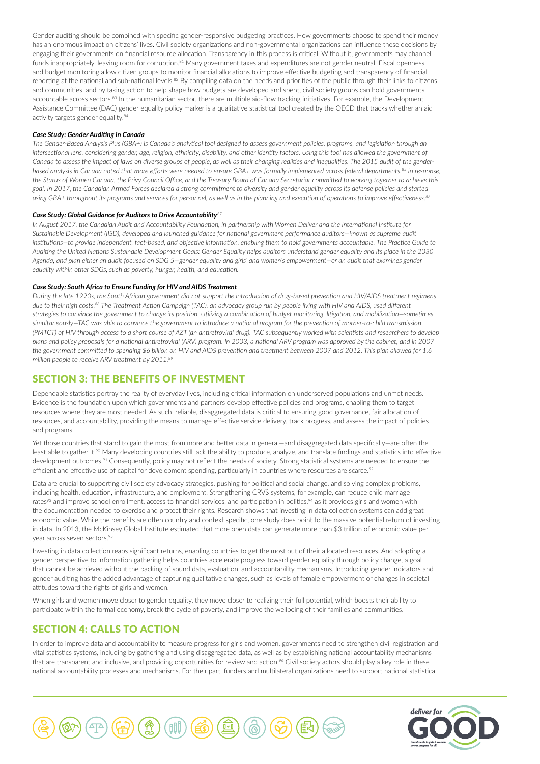Gender auditing should be combined with specific gender-responsive budgeting practices. How governments choose to spend their money has an enormous impact on citizens' lives. Civil society organizations and non-governmental organizations can influence these decisions by engaging their governments on financial resource allocation. Transparency in this process is critical. Without it, governments may channel funds inappropriately, leaving room for corruption.[81] Many government taxes and expenditures are not gender neutral. Fiscal openness and budget monitoring allow citizen groups to monitor financial allocations to improve effective budgeting and transparency of financial reporting at the national and sub-national levels.[82] By compiling data on the needs and priorities of the public through their links to citizens and communities, and by taking action to help shape how budgets are developed and spent, civil society groups can hold governments accountable across sectors.[83] In the humanitarian sector, there are multiple aid-flow tracking initiatives. For example, the Development Assistance Committee (DAC) gender equality policy marker is a qualitative statistical tool created by the OECD that tracks whether an aid activity targets gender equality.[84]

#### *Case Study: Gender Auditing in Canada*

*The Gender-Based Analysis Plus (GBA+) is Canada's analytical tool designed to assess government policies, programs, and legislation through an intersectional lens, considering gender, age, religion, ethnicity, disability, and other identity factors. Using this tool has allowed the government of Canada to assess the impact of laws on diverse groups of people, as well as their changing realities and inequalities. The 2015 audit of the gender-based analysis in Canada noted that more efforts were needed to ensure GBA+ was formally implemented across federal departments.[85] In response, the Status of Women Canada, the Privy Council Office, and the Treasury Board of Canada Secretariat committed to working together to achieve this goal. In 2017, the Canadian Armed Forces declared a strong commitment to diversity and gender equality across its defense policies and started using GBA+ throughout its programs and services for personnel, as well as in the planning and execution of operations to improve effectiveness.[86]*

#### *Case Study: Global Guidance for Auditors to Drive Accountability*[87]

*In August 2017, the Canadian Audit and Accountability Foundation, in partnership with Women Deliver and the International Institute for Sustainable Development (IISD), developed and launched guidance for national government performance auditors—known as supreme audit institutions—to provide independent, fact-based, and objective information, enabling them to hold governments accountable. The Practice Guide to Auditing the United Nations Sustainable Development Goals: Gender Equality helps auditors understand gender equality and its place in the 2030 Agenda, and plan either an audit focused on SDG 5—gender equality and girls' and women's empowerment—or an audit that examines gender equality within other SDGs, such as poverty, hunger, health, and education.*

#### *Case Study: South Africa to Ensure Funding for HIV and AIDS Treatment*

*During the late 1990s, the South African government did not support the introduction of drug-based prevention and HIV/AIDS treatment regimens due to their high costs.[88] The Treatment Action Campaign (TAC), an advocacy group run by people living with HIV and AIDS, used different strategies to convince the government to change its position. Utilizing a combination of budget monitoring, litigation, and mobilization—sometimes simultaneously—TAC was able to convince the government to introduce a national program for the prevention of mother-to-child transmission (PMTCT) of HIV through access to a short course of AZT (an antiretroviral drug). TAC subsequently worked with scientists and researchers to develop plans and policy proposals for a national antiretroviral (ARV) program. In 2003, a national ARV program was approved by the cabinet, and in 2007 the government committed to spending $6 billion on HIV and AIDS prevention and treatment between 2007 and 2012. This plan allowed for 1.6 million people to receive ARV treatment by 2011.[89]*

## SECTION 3: THE BENEFITS OF INVESTMENT

Dependable statistics portray the reality of everyday lives, including critical information on underserved populations and unmet needs. Evidence is the foundation upon which governments and partners develop effective policies and programs, enabling them to target resources where they are most needed. As such, reliable, disaggregated data is critical to ensuring good governance, fair allocation of resources, and accountability, providing the means to manage effective service delivery, track progress, and assess the impact of policies and programs.

Yet those countries that stand to gain the most from more and better data in general—and disaggregated data specifically—are often the least able to gather it.[90] Many developing countries still lack the ability to produce, analyze, and translate findings and statistics into effective development outcomes.[91] Consequently, policy may not reflect the needs of society. Strong statistical systems are needed to ensure the efficient and effective use of capital for development spending, particularly in countries where resources are scarce.[92]

Data are crucial to supporting civil society advocacy strategies, pushing for political and social change, and solving complex problems, including health, education, infrastructure, and employment. Strengthening CRVS systems, for example, can reduce child marriage rates[93] and improve school enrollment, access to financial services, and participation in politics,[94] as it provides girls and women with the documentation needed to exercise and protect their rights. Research shows that investing in data collection systems can add great economic value. While the benefits are often country and context specific, one study does point to the massive potential return of investing in data. In 2013, the McKinsey Global Institute estimated that more open data can generate more than $3 trillion of economic value per year across seven sectors.[95]

Investing in data collection reaps significant returns, enabling countries to get the most out of their allocated resources. And adopting a gender perspective to information gathering helps countries accelerate progress toward gender equality through policy change, a goal that cannot be achieved without the backing of sound data, evaluation, and accountability mechanisms. Introducing gender indicators and gender auditing has the added advantage of capturing qualitative changes, such as levels of female empowerment or changes in societal attitudes toward the rights of girls and women.

When girls and women move closer to gender equality, they move closer to realizing their full potential, which boosts their ability to participate within the formal economy, break the cycle of poverty, and improve the wellbeing of their families and communities.

## SECTION 4: CALLS TO ACTION

In order to improve data and accountability to measure progress for girls and women, governments need to strengthen civil registration and vital statistics systems, including by gathering and using disaggregated data, as well as by establishing national accountability mechanisms that are transparent and inclusive, and providing opportunities for review and action.[96] Civil society actors should play a key role in these national accountability processes and mechanisms. For their part, funders and multilateral organizations need to support national statistical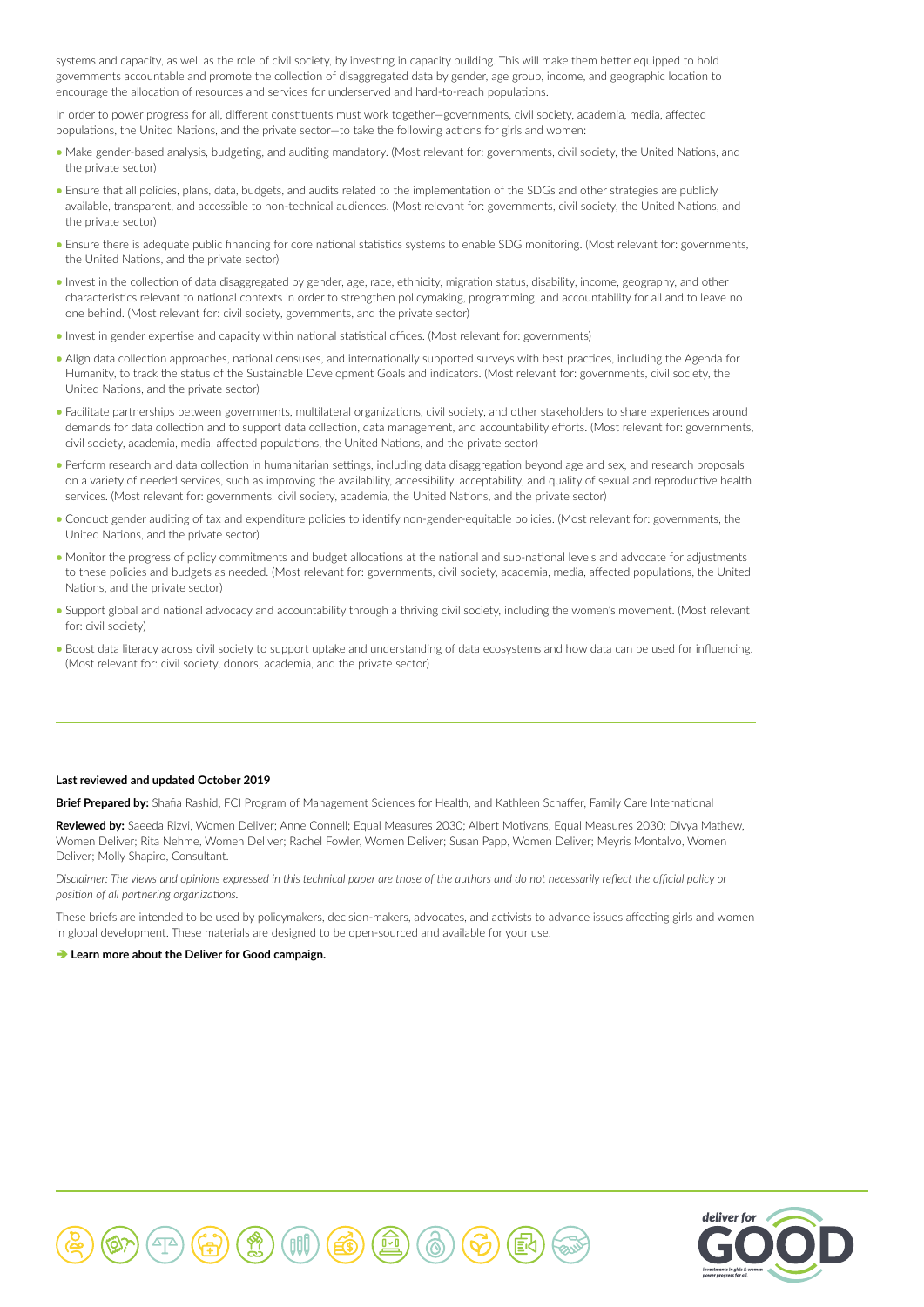systems and capacity, as well as the role of civil society, by investing in capacity building. This will make them better equipped to hold governments accountable and promote the collection of disaggregated data by gender, age group, income, and geographic location to encourage the allocation of resources and services for underserved and hard-to-reach populations.

In order to power progress for all, different constituents must work together—governments, civil society, academia, media, affected populations, the United Nations, and the private sector—to take the following actions for girls and women:

- Make gender-based analysis, budgeting, and auditing mandatory. (Most relevant for: governments, civil society, the United Nations, and the private sector)
- Ensure that all policies, plans, data, budgets, and audits related to the implementation of the SDGs and other strategies are publicly available, transparent, and accessible to non-technical audiences. (Most relevant for: governments, civil society, the United Nations, and the private sector)
- Ensure there is adequate public financing for core national statistics systems to enable SDG monitoring. (Most relevant for: governments, the United Nations, and the private sector)
- Invest in the collection of data disaggregated by gender, age, race, ethnicity, migration status, disability, income, geography, and other characteristics relevant to national contexts in order to strengthen policymaking, programming, and accountability for all and to leave no one behind. (Most relevant for: civil society, governments, and the private sector)
- Invest in gender expertise and capacity within national statistical offices. (Most relevant for: governments)
- Align data collection approaches, national censuses, and internationally supported surveys with best practices, including the Agenda for Humanity, to track the status of the Sustainable Development Goals and indicators. (Most relevant for: governments, civil society, the United Nations, and the private sector)
- Facilitate partnerships between governments, multilateral organizations, civil society, and other stakeholders to share experiences around demands for data collection and to support data collection, data management, and accountability efforts. (Most relevant for: governments, civil society, academia, media, affected populations, the United Nations, and the private sector)
- Perform research and data collection in humanitarian settings, including data disaggregation beyond age and sex, and research proposals on a variety of needed services, such as improving the availability, accessibility, acceptability, and quality of sexual and reproductive health services. (Most relevant for: governments, civil society, academia, the United Nations, and the private sector)
- Conduct gender auditing of tax and expenditure policies to identify non-gender-equitable policies. (Most relevant for: governments, the United Nations, and the private sector)
- Monitor the progress of policy commitments and budget allocations at the national and sub-national levels and advocate for adjustments to these policies and budgets as needed. (Most relevant for: governments, civil society, academia, media, affected populations, the United Nations, and the private sector)
- Support global and national advocacy and accountability through a thriving civil society, including the women's movement. (Most relevant for: civil society)
- Boost data literacy across civil society to support uptake and understanding of data ecosystems and how data can be used for influencing. (Most relevant for: civil society, donors, academia, and the private sector)

---

**Last reviewed and updated October 2019**

**Brief Prepared by:** Shafia Rashid, FCI Program of Management Sciences for Health, and Kathleen Schaffer, Family Care International

**Reviewed by:** Saeeda Rizvi, Women Deliver; Anne Connell; Equal Measures 2030; Albert Motivans, Equal Measures 2030; Divya Mathew, Women Deliver; Rita Nehme, Women Deliver; Rachel Fowler, Women Deliver; Susan Papp, Women Deliver; Meyris Montalvo, Women Deliver; Molly Shapiro, Consultant.

*Disclaimer: The views and opinions expressed in this technical paper are those of the authors and do not necessarily reflect the official policy or position of all partnering organizations.*

These briefs are intended to be used by policymakers, decision-makers, advocates, and activists to advance issues affecting girls and women in global development. These materials are designed to be open-sourced and available for your use.

➔ **Learn more about the Deliver for Good campaign.**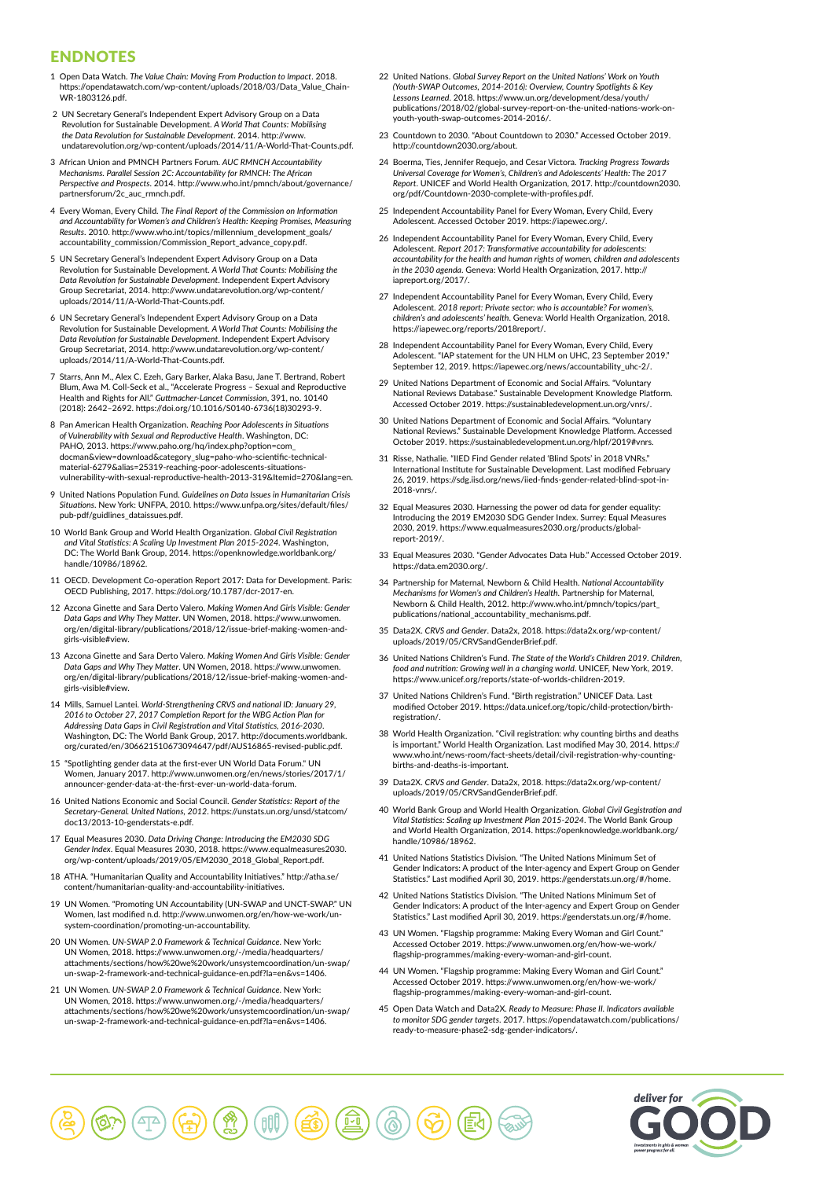# ENDNOTES

1 Open Data Watch. *The Value Chain: Moving From Production to Impact*. 2018. https://opendatawatch.com/wp-content/uploads/2018/03/Data_Value_Chain-WR-1803126.pdf.

2 UN Secretary General's Independent Expert Advisory Group on a Data Revolution for Sustainable Development. *A World That Counts: Mobilising the Data Revolution for Sustainable Development*. 2014. http://www.undatarevolution.org/wp-content/uploads/2014/11/A-World-That-Counts.pdf.

3 African Union and PMNCH Partners Forum. *AUC RMNCH Accountability Mechanisms. Parallel Session 2C: Accountability for RMNCH: The African Perspective and Prospects*. 2014. http://www.who.int/pmnch/about/governance/partnersforum/2c_auc_rmnch.pdf.

4 Every Woman, Every Child. *The Final Report of the Commission on Information and Accountability for Women's and Children's Health: Keeping Promises, Measuring Results*. 2010. http://www.who.int/topics/millennium_development_goals/accountability_commission/Commission_Report_advance_copy.pdf.

5 UN Secretary General's Independent Expert Advisory Group on a Data Revolution for Sustainable Development. *A World That Counts: Mobilising the Data Revolution for Sustainable Development*. Independent Expert Advisory Group Secretariat, 2014. http://www.undatarevolution.org/wp-content/uploads/2014/11/A-World-That-Counts.pdf.

6 UN Secretary General's Independent Expert Advisory Group on a Data Revolution for Sustainable Development. *A World That Counts: Mobilising the Data Revolution for Sustainable Development*. Independent Expert Advisory Group Secretariat, 2014. http://www.undatarevolution.org/wp-content/uploads/2014/11/A-World-That-Counts.pdf.

7 Starrs, Ann M., Alex C. Ezeh, Gary Barker, Alaka Basu, Jane T. Bertrand, Robert Blum, Awa M. Coll-Seck et al., "Accelerate Progress – Sexual and Reproductive Health and Rights for All." *Guttmacher-Lancet Commission*, 391, no. 10140 (2018): 2642–2692. https://doi.org/10.1016/S0140-6736(18)30293-9.

8 Pan American Health Organization. *Reaching Poor Adolescents in Situations of Vulnerability with Sexual and Reproductive Health*. Washington, DC: PAHO, 2013. https://www.paho.org/hq/index.php?option=com_docman&view=download&category_slug=paho-who-scientific-technical-material-6279&alias=25319-reaching-poor-adolescents-situations-vulnerability-with-sexual-reproductive-health-2013-319&Itemid=270&lang=en.

9 United Nations Population Fund. *Guidelines on Data Issues in Humanitarian Crisis Situations*. New York: UNFPA, 2010. https://www.unfpa.org/sites/default/files/pub-pdf/guidlines_dataissues.pdf.

10 World Bank Group and World Health Organization. *Global Civil Registration and Vital Statistics: A Scaling Up Investment Plan 2015-2024*. Washington, DC: The World Bank Group, 2014. https://openknowledge.worldbank.org/handle/10986/18962.

11 OECD. Development Co-operation Report 2017: Data for Development. Paris: OECD Publishing, 2017. https://doi.org/10.1787/dcr-2017-en.

12 Azcona Ginette and Sara Derto Valero. *Making Women And Girls Visible: Gender Data Gaps and Why They Matter*. UN Women, 2018. https://www.unwomen.org/en/digital-library/publications/2018/12/issue-brief-making-women-and-girls-visible#view.

13 Azcona Ginette and Sara Derto Valero. *Making Women And Girls Visible: Gender Data Gaps and Why They Matter*. UN Women, 2018. https://www.unwomen.org/en/digital-library/publications/2018/12/issue-brief-making-women-and-girls-visible#view.

14 Mills, Samuel Lantei. *World-Strengthening CRVS and national ID: January 29, 2016 to October 27, 2017 Completion Report for the WBG Action Plan for Addressing Data Gaps in Civil Registration and Vital Statistics, 2016-2030*. Washington, DC: The World Bank Group, 2017. http://documents.worldbank.org/curated/en/306621510673094647/pdf/AUS16865-revised-public.pdf.

15 "Spotlighting gender data at the first-ever UN World Data Forum." UN Women, January 2017. http://www.unwomen.org/en/news/stories/2017/1/announcer-gender-data-at-the-first-ever-un-world-data-forum.

16 United Nations Economic and Social Council. *Gender Statistics: Report of the Secretary-General. United Nations, 2012*. https://unstats.un.org/unsd/statcom/doc13/2013-10-genderstats-e.pdf.

17 Equal Measures 2030. *Data Driving Change: Introducing the EM2030 SDG Gender Index*. Equal Measures 2030, 2018. https://www.equalmeasures2030.org/wp-content/uploads/2019/05/EM2030_2018_Global_Report.pdf.

18 ATHA. "Humanitarian Quality and Accountability Initiatives." http://atha.se/content/humanitarian-quality-and-accountability-initiatives.

19 UN Women. "Promoting UN Accountability (UN-SWAP and UNCT-SWAP." UN Women, last modified n.d. http://www.unwomen.org/en/how-we-work/un-system-coordination/promoting-un-accountability.

20 UN Women. *UN-SWAP 2.0 Framework & Technical Guidance*. New York: UN Women, 2018. https://www.unwomen.org/-/media/headquarters/attachments/sections/how%20we%20work/unsystemcoordination/un-swap/un-swap-2-framework-and-technical-guidance-en.pdf?la=en&vs=1406.

21 UN Women. *UN-SWAP 2.0 Framework & Technical Guidance*. New York: UN Women, 2018. https://www.unwomen.org/-/media/headquarters/attachments/sections/how%20we%20work/unsystemcoordination/un-swap/un-swap-2-framework-and-technical-guidance-en.pdf?la=en&vs=1406.

22 United Nations. *Global Survey Report on the United Nations' Work on Youth (Youth-SWAP Outcomes, 2014-2016): Overview, Country Spotlights & Key Lessons Learned*. 2018. https://www.un.org/development/desa/youth/publications/2018/02/global-survey-report-on-the-united-nations-work-on-youth-youth-swap-outcomes-2014-2016/.

23 Countdown to 2030. "About Countdown to 2030." Accessed October 2019. http://countdown2030.org/about.

24 Boerma, Ties, Jennifer Requejo, and Cesar Victora. *Tracking Progress Towards Universal Coverage for Women's, Children's and Adolescents' Health: The 2017 Report*. UNICEF and World Health Organization, 2017. http://countdown2030.org/pdf/Countdown-2030-complete-with-profiles.pdf.

25 Independent Accountability Panel for Every Woman, Every Child, Every Adolescent. Accessed October 2019. https://iapewec.org/.

26 Independent Accountability Panel for Every Woman, Every Child, Every Adolescent. *Report 2017: Transformative accountability for adolescents: accountability for the health and human rights of women, children and adolescents in the 2030 agenda*. Geneva: World Health Organization, 2017. http://iapreport.org/2017/.

27 Independent Accountability Panel for Every Woman, Every Child, Every Adolescent. *2018 report: Private sector: who is accountable? For women's, children's and adolescents' health*. Geneva: World Health Organization, 2018. https://iapewec.org/reports/2018report/.

28 Independent Accountability Panel for Every Woman, Every Child, Every Adolescent. "IAP statement for the UN HLM on UHC, 23 September 2019." September 12, 2019. https://iapewec.org/news/accountability_uhc-2/.

29 United Nations Department of Economic and Social Affairs. "Voluntary National Reviews Database." Sustainable Development Knowledge Platform. Accessed October 2019. https://sustainabledevelopment.un.org/vnrs/.

30 United Nations Department of Economic and Social Affairs. "Voluntary National Reviews." Sustainable Development Knowledge Platform. Accessed October 2019. https://sustainabledevelopment.un.org/hlpf/2019#vnrs.

31 Risse, Nathalie. "IIED Find Gender related 'Blind Spots' in 2018 VNRs." International Institute for Sustainable Development. Last modified February 26, 2019. https://sdg.iisd.org/news/iied-finds-gender-related-blind-spot-in-2018-vnrs/.

32 Equal Measures 2030. Harnessing the power od data for gender equality: Introducing the 2019 EM2030 SDG Gender Index. Surrey: Equal Measures 2030, 2019. https://www.equalmeasures2030.org/products/global-report-2019/.

33 Equal Measures 2030. "Gender Advocates Data Hub." Accessed October 2019. https://data.em2030.org/.

34 Partnership for Maternal, Newborn & Child Health. *National Accountability Mechanisms for Women's and Children's Health*. Partnership for Maternal, Newborn & Child Health, 2012. http://www.who.int/pmnch/topics/part_publications/national_accountability_mechanisms.pdf.

35 Data2X. *CRVS and Gender*. Data2x, 2018. https://data2x.org/wp-content/uploads/2019/05/CRVSandGenderBrief.pdf.

36 United Nations Children's Fund. *The State of the World's Children 2019. Children, food and nutrition: Growing well in a changing world*. UNICEF, New York, 2019. https://www.unicef.org/reports/state-of-worlds-children-2019.

37 United Nations Children's Fund. "Birth registration." UNICEF Data. Last modified October 2019. https://data.unicef.org/topic/child-protection/birth-registration/.

38 World Health Organization. "Civil registration: why counting births and deaths is important." World Health Organization. Last modified May 30, 2014. https://www.who.int/news-room/fact-sheets/detail/civil-registration-why-counting-births-and-deaths-is-important.

39 Data2X. *CRVS and Gender*. Data2x, 2018. https://data2x.org/wp-content/uploads/2019/05/CRVSandGenderBrief.pdf.

40 World Bank Group and World Health Organization. *Global Civil Gegistration and Vital Statistics: Scaling up Investment Plan 2015-2024*. The World Bank Group and World Health Organization, 2014. https://openknowledge.worldbank.org/handle/10986/18962.

41 United Nations Statistics Division. "The United Nations Minimum Set of Gender Indicators: A product of the Inter-agency and Expert Group on Gender Statistics." Last modified April 30, 2019. https://genderstats.un.org/#/home.

42 United Nations Statistics Division. "The United Nations Minimum Set of Gender Indicators: A product of the Inter-agency and Expert Group on Gender Statistics." Last modified April 30, 2019. https://genderstats.un.org/#/home.

43 UN Women. "Flagship programme: Making Every Woman and Girl Count." Accessed October 2019. https://www.unwomen.org/en/how-we-work/flagship-programmes/making-every-woman-and-girl-count.

44 UN Women. "Flagship programme: Making Every Woman and Girl Count." Accessed October 2019. https://www.unwomen.org/en/how-we-work/flagship-programmes/making-every-woman-and-girl-count.

45 Open Data Watch and Data2X. *Ready to Measure: Phase II. Indicators available to monitor SDG gender targets*. 2017. https://opendatawatch.com/publications/ready-to-measure-phase2-sdg-gender-indicators/.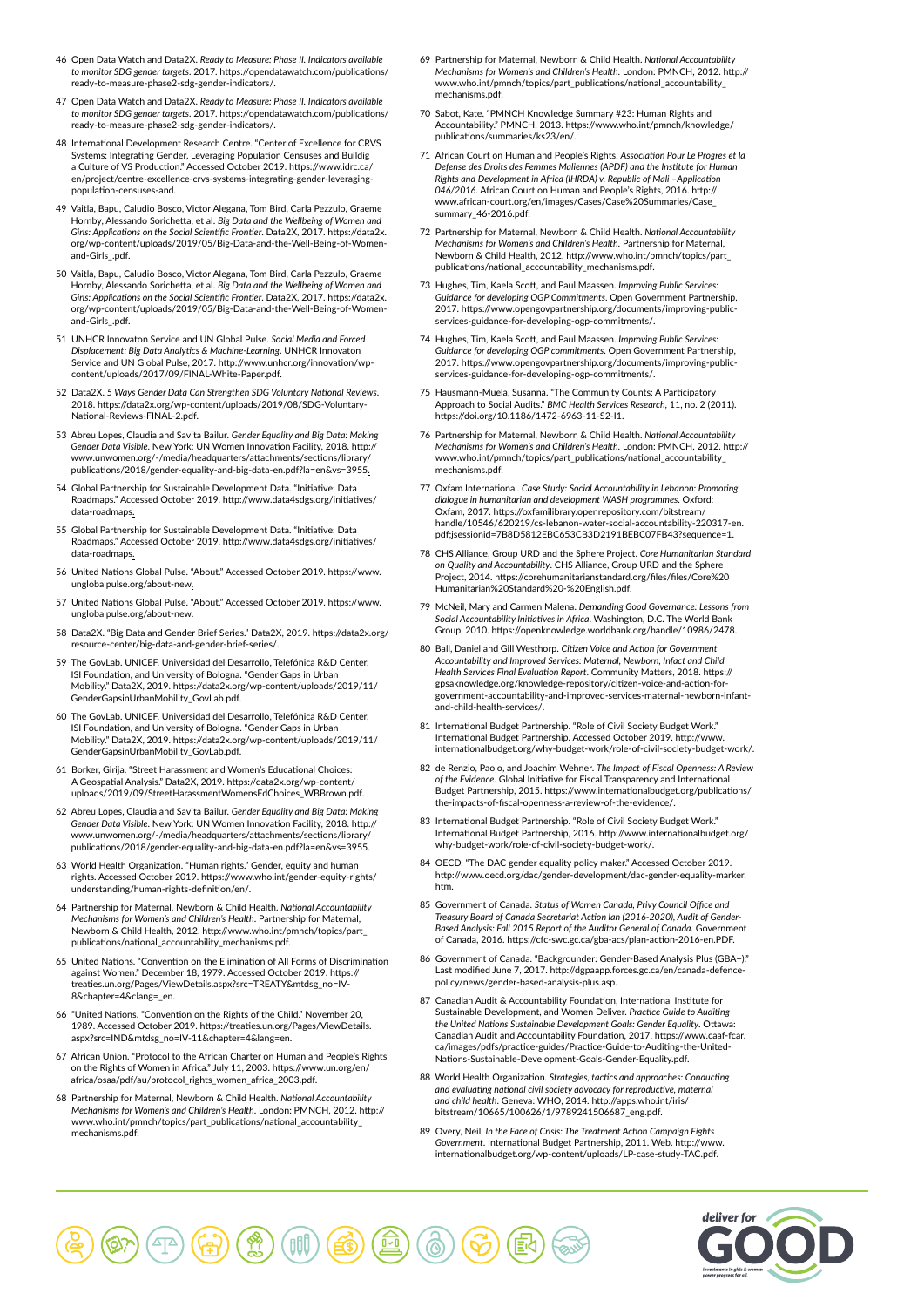46 Open Data Watch and Data2X. *Ready to Measure: Phase II. Indicators available to monitor SDG gender targets*. 2017. https://opendatawatch.com/publications/ready-to-measure-phase2-sdg-gender-indicators/.

47 Open Data Watch and Data2X. *Ready to Measure: Phase II. Indicators available to monitor SDG gender targets*. 2017. https://opendatawatch.com/publications/ready-to-measure-phase2-sdg-gender-indicators/.

48 International Development Research Centre. "Center of Excellence for CRVS Systems: Integrating Gender, Leveraging Population Censuses and Buildig a Culture of VS Production." Accessed October 2019. https://www.idrc.ca/en/project/centre-excellence-crvs-systems-integrating-gender-leveraging-population-censuses-and.

49 Vaitla, Bapu, Caludio Bosco, Victor Alegana, Tom Bird, Carla Pezzulo, Graeme Hornby, Alessando Sorichetta, et al. *Big Data and the Wellbeing of Women and Girls: Applications on the Social Scientific Frontier*. Data2X, 2017. https://data2x.org/wp-content/uploads/2019/05/Big-Data-and-the-Well-Being-of-Women-and-Girls_.pdf.

50 Vaitla, Bapu, Caludio Bosco, Victor Alegana, Tom Bird, Carla Pezzulo, Graeme Hornby, Alessando Sorichetta, et al. *Big Data and the Wellbeing of Women and Girls: Applications on the Social Scientific Frontier*. Data2X, 2017. https://data2x.org/wp-content/uploads/2019/05/Big-Data-and-the-Well-Being-of-Women-and-Girls_.pdf.

51 UNHCR Innovaton Service and UN Global Pulse. *Social Media and Forced Displacement: Big Data Analytics & Machine-Learning*. UNHCR Innovaton Service and UN Global Pulse, 2017. http://www.unhcr.org/innovation/wp-content/uploads/2017/09/FINAL-White-Paper.pdf.

52 Data2X. *5 Ways Gender Data Can Strengthen SDG Voluntary National Reviews*. 2018. https://data2x.org/wp-content/uploads/2019/08/SDG-Voluntary-National-Reviews-FINAL-2.pdf.

53 Abreu Lopes, Claudia and Savita Bailur. *Gender Equality and Big Data: Making Gender Data Visible*. New York: UN Women Innovation Facility, 2018. http://www.unwomen.org/-/media/headquarters/attachments/sections/library/publications/2018/gender-equality-and-big-data-en.pdf?la=en&vs=3955.

54 Global Partnership for Sustainable Development Data. "Initiative: Data Roadmaps." Accessed October 2019. http://www.data4sdgs.org/initiatives/data-roadmaps.

55 Global Partnership for Sustainable Development Data. "Initiative: Data Roadmaps." Accessed October 2019. http://www.data4sdgs.org/initiatives/data-roadmaps.

56 United Nations Global Pulse. "About." Accessed October 2019. https://www.unglobalpulse.org/about-new.

57 United Nations Global Pulse. "About." Accessed October 2019. https://www.unglobalpulse.org/about-new.

58 Data2X. "Big Data and Gender Brief Series." Data2X, 2019. https://data2x.org/resource-center/big-data-and-gender-brief-series/.

59 The GovLab. UNICEF. Universidad del Desarrollo, Telefónica R&D Center, ISI Foundation, and University of Bologna. "Gender Gaps in Urban Mobility." Data2X, 2019. https://data2x.org/wp-content/uploads/2019/11/GenderGapsinUrbanMobility_GovLab.pdf.

60 The GovLab. UNICEF. Universidad del Desarrollo, Telefónica R&D Center, ISI Foundation, and University of Bologna. "Gender Gaps in Urban Mobility." Data2X, 2019. https://data2x.org/wp-content/uploads/2019/11/GenderGapsinUrbanMobility_GovLab.pdf.

61 Borker, Girija. "Street Harassment and Women's Educational Choices: A Geospatial Analysis." Data2X, 2019. https://data2x.org/wp-content/uploads/2019/09/StreetHarassmentWomensEdChoices_WBBrown.pdf.

62 Abreu Lopes, Claudia and Savita Bailur. *Gender Equality and Big Data: Making Gender Data Visible*. New York: UN Women Innovation Facility, 2018. http://www.unwomen.org/-/media/headquarters/attachments/sections/library/publications/2018/gender-equality-and-big-data-en.pdf?la=en&vs=3955.

63 World Health Organization. "Human rights." Gender, equity and human rights. Accessed October 2019. https://www.who.int/gender-equity-rights/understanding/human-rights-definition/en/.

64 Partnership for Maternal, Newborn & Child Health. *National Accountability Mechanisms for Women's and Children's Health*. Partnership for Maternal, Newborn & Child Health, 2012. http://www.who.int/pmnch/topics/part_publications/national_accountability_mechanisms.pdf.

65 United Nations. "Convention on the Elimination of All Forms of Discrimination against Women." December 18, 1979. Accessed October 2019. https://treaties.un.org/Pages/ViewDetails.aspx?src=TREATY&mtdsg_no=IV-8&chapter=4&clang=_en.

66 "United Nations. "Convention on the Rights of the Child." November 20, 1989. Accessed October 2019. https://treaties.un.org/Pages/ViewDetails.aspx?src=IND&mtdsg_no=IV-11&chapter=4&lang=en.

67 African Union. "Protocol to the African Charter on Human and People's Rights on the Rights of Women in Africa." July 11, 2003. https://www.un.org/en/africa/osaa/pdf/au/protocol_rights_women_africa_2003.pdf.

68 Partnership for Maternal, Newborn & Child Health. *National Accountability Mechanisms for Women's and Children's Health*. London: PMNCH, 2012. http://www.who.int/pmnch/topics/part_publications/national_accountability_mechanisms.pdf.

69 Partnership for Maternal, Newborn & Child Health. *National Accountability Mechanisms for Women's and Children's Health*. London: PMNCH, 2012. http://www.who.int/pmnch/topics/part_publications/national_accountability_mechanisms.pdf.

70 Sabot, Kate. "PMNCH Knowledge Summary #23: Human Rights and Accountability." PMNCH, 2013. https://www.who.int/pmnch/knowledge/publications/summaries/ks23/en/.

71 African Court on Human and People's Rights. *Association Pour Le Progres et la Defense des Droits des Femmes Maliennes (APDF) and the Institute for Human Rights and Development in Africa (IHRDA) v. Republic of Mali –Application 046/2016*. African Court on Human and People's Rights, 2016. http://www.african-court.org/en/images/Cases/Case%20Summaries/Case_summary_46-2016.pdf.

72 Partnership for Maternal, Newborn & Child Health. *National Accountability Mechanisms for Women's and Children's Health*. Partnership for Maternal, Newborn & Child Health, 2012. http://www.who.int/pmnch/topics/part_publications/national_accountability_mechanisms.pdf.

73 Hughes, Tim, Kaela Scott, and Paul Maassen. *Improving Public Services: Guidance for developing OGP Commitments*. Open Government Partnership, 2017. https://www.opengovpartnership.org/documents/improving-public-services-guidance-for-developing-ogp-commitments/.

74 Hughes, Tim, Kaela Scott, and Paul Maassen. *Improving Public Services: Guidance for developing OGP commitments*. Open Government Partnership, 2017. https://www.opengovpartnership.org/documents/improving-public-services-guidance-for-developing-ogp-commitments/.

75 Hausmann-Muela, Susanna. "The Community Counts: A Participatory Approach to Social Audits." *BMC Health Services Research*, 11, no. 2 (2011). https://doi.org/10.1186/1472-6963-11-S2-I1.

76 Partnership for Maternal, Newborn & Child Health. *National Accountability Mechanisms for Women's and Children's Health*. London: PMNCH, 2012. http://www.who.int/pmnch/topics/part_publications/national_accountability_mechanisms.pdf.

77 Oxfam International. *Case Study: Social Accountability in Lebanon: Promoting dialogue in humanitarian and development WASH programmes*. Oxford: Oxfam, 2017. https://oxfamilibrary.openrepository.com/bitstream/handle/10546/620219/cs-lebanon-water-social-accountability-220317-en.pdf;jsessionid=7B8D5812EBC653CB3D2191BEBC07FB43?sequence=1.

78 CHS Alliance, Group URD and the Sphere Project. *Core Humanitarian Standard on Quality and Accountability*. CHS Alliance, Group URD and the Sphere Project, 2014. https://corehumanitarianstandard.org/files/files/Core%20Humanitarian%20Standard%20-%20English.pdf.

79 McNeil, Mary and Carmen Malena. *Demanding Good Governance: Lessons from Social Accountability Initiatives in Africa*. Washington, D.C. The World Bank Group, 2010. https://openknowledge.worldbank.org/handle/10986/2478.

80 Ball, Daniel and Gill Westhorp. *Citizen Voice and Action for Government Accountability and Improved Services: Maternal, Newborn, Infact and Child Health Services Final Evaluation Report*. Community Matters, 2018. https://gpsaknowledge.org/knowledge-repository/citizen-voice-and-action-for-government-accountability-and-improved-services-maternal-newborn-infant-and-child-health-services/.

81 International Budget Partnership. "Role of Civil Society Budget Work." International Budget Partnership. Accessed October 2019. http://www.internationalbudget.org/why-budget-work/role-of-civil-society-budget-work/.

82 de Renzio, Paolo, and Joachim Wehner. *The Impact of Fiscal Openness: A Review of the Evidence*. Global Initiative for Fiscal Transparency and International Budget Partnership, 2015. https://www.internationalbudget.org/publications/the-impacts-of-fiscal-openness-a-review-of-the-evidence/.

83 International Budget Partnership. "Role of Civil Society Budget Work." International Budget Partnership, 2016. http://www.internationalbudget.org/why-budget-work/role-of-civil-society-budget-work/.

84 OECD. "The DAC gender equality policy maker." Accessed October 2019. http://www.oecd.org/dac/gender-development/dac-gender-equality-marker.htm.

85 Government of Canada. *Status of Women Canada, Privy Council Office and Treasury Board of Canada Secretariat Action lan (2016-2020), Audit of Gender-Based Analysis: Fall 2015 Report of the Auditor General of Canada*. Government of Canada, 2016. https://cfc-swc.gc.ca/gba-acs/plan-action-2016-en.PDF.

86 Government of Canada. "Backgrounder: Gender-Based Analysis Plus (GBA+)." Last modified June 7, 2017. http://dgpaapp.forces.gc.ca/en/canada-defence-policy/news/gender-based-analysis-plus.asp.

87 Canadian Audit & Accountability Foundation, International Institute for Sustainable Development, and Women Deliver. *Practice Guide to Auditing the United Nations Sustainable Development Goals: Gender Equality*. Ottawa: Canadian Audit and Accountability Foundation, 2017. https://www.caaf-fcar.ca/images/pdfs/practice-guides/Practice-Guide-to-Auditing-the-United-Nations-Sustainable-Development-Goals-Gender-Equality.pdf.

88 World Health Organization. *Strategies, tactics and approaches: Conducting and evaluating national civil society advocacy for reproductive, maternal and child health*. Geneva: WHO, 2014. http://apps.who.int/iris/bitstream/10665/100626/1/9789241506687_eng.pdf.

89 Overy, Neil. *In the Face of Crisis: The Treatment Action Campaign Fights Government*. International Budget Partnership, 2011. Web. http://www.internationalbudget.org/wp-content/uploads/LP-case-study-TAC.pdf.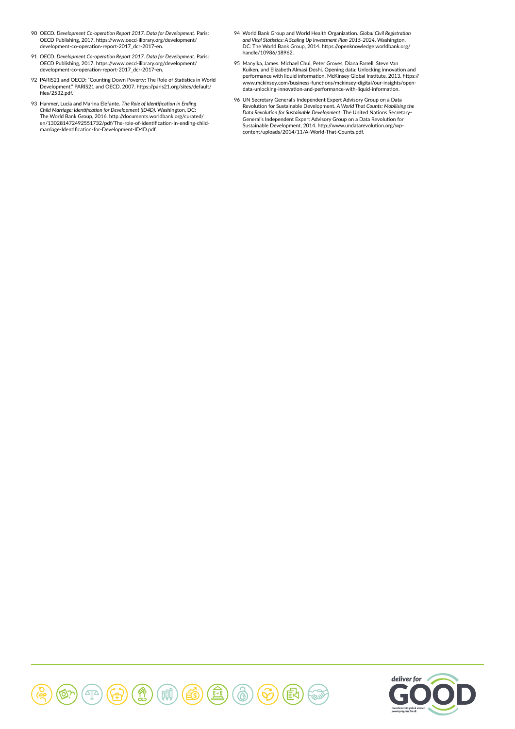90 OECD. *Development Co-operation Report 2017. Data for Development*. Paris: OECD Publishing, 2017. https://www.oecd-ilibrary.org/development/development-co-operation-report-2017_dcr-2017-en.

91 OECD. *Development Co-operation Report 2017. Data for Development*. Paris: OECD Publishing, 2017. https://www.oecd-ilibrary.org/development/development-co-operation-report-2017_dcr-2017-en.

92 PARIS21 and OECD: "Counting Down Poverty: The Role of Statistics in World Development." PARIS21 and OECD, 2007. https://paris21.org/sites/default/files/2532.pdf.

93 Hanmer, Lucia and Marina Elefante. *The Role of Identification in Ending Child Marriage: Identification for Development (ID4D)*. Washington, DC: The World Bank Group, 2016. http://documents.worldbank.org/curated/en/130281472492551732/pdf/The-role-of-identification-in-ending-child-marriage-Identification-for-Development-ID4D.pdf.

94 World Bank Group and World Health Organization. *Global Civil Registration and Vital Statistics: A Scaling Up Investment Plan 2015-2024*. Washington, DC: The World Bank Group, 2014. https://openknowledge.worldbank.org/handle/10986/18962.

95 Manyika, James. Michael Chui, Peter Groves, Diana Farrell, Steve Van Kuiken, and Elizabeth Almasi Doshi. Opening data: Unlocking innovation and performance with liquid information. McKinsey Global Institute, 2013. https://www.mckinsey.com/business-functions/mckinsey-digital/our-insights/open-data-unlocking-innovation-and-performance-with-liquid-information.

96 UN Secretary General's Independent Expert Advisory Group on a Data Revolution for Sustainable Development. *A World That Counts: Mobilising the Data Revolution for Sustainable Development*. The United Nations Secretary-General's Independent Expert Advisory Group on a Data Revolution for Sustainable Development, 2014. http://www.undatarevolution.org/wp-content/uploads/2014/11/A-World-That-Counts.pdf.